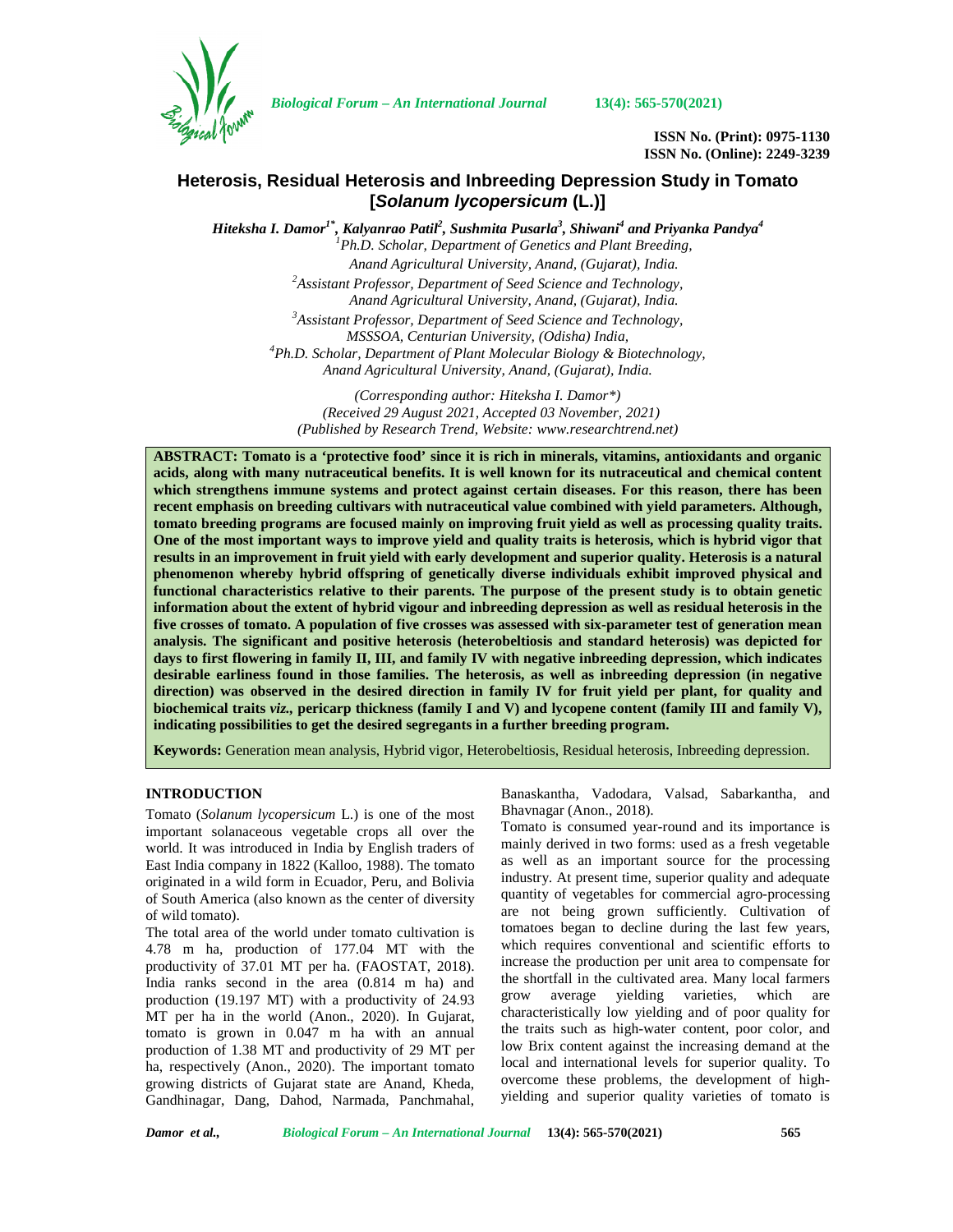ISSN No. (Print): 0975-1130
ISSN No. (Online): 2249-3239

# Heterosis, Residual Heterosis and Inbreeding Depression Study in Tomato [*Solanum lycopersicum* (L.)]

***Hiteksha I. Damor[1*], Kalyanrao Patil[2], Sushmita Pusarla[3], Shiwani[4] and Priyanka Pandya[4]***

*[1]Ph.D. Scholar, Department of Genetics and Plant Breeding, Anand Agricultural University, Anand, (Gujarat), India.*
*[2]Assistant Professor, Department of Seed Science and Technology, Anand Agricultural University, Anand, (Gujarat), India.*
*[3]Assistant Professor, Department of Seed Science and Technology, MSSSOA, Centurian University, (Odisha) India,*
*[4]Ph.D. Scholar, Department of Plant Molecular Biology & Biotechnology, Anand Agricultural University, Anand, (Gujarat), India.*

*(Corresponding author: Hiteksha I. Damor\*)*
*(Received 29 August 2021, Accepted 03 November, 2021)*
*(Published by Research Trend, Website: www.researchtrend.net)*

**ABSTRACT: Tomato is a 'protective food' since it is rich in minerals, vitamins, antioxidants and organic acids, along with many nutraceutical benefits. It is well known for its nutraceutical and chemical content which strengthens immune systems and protect against certain diseases. For this reason, there has been recent emphasis on breeding cultivars with nutraceutical value combined with yield parameters. Although, tomato breeding programs are focused mainly on improving fruit yield as well as processing quality traits. One of the most important ways to improve yield and quality traits is heterosis, which is hybrid vigor that results in an improvement in fruit yield with early development and superior quality. Heterosis is a natural phenomenon whereby hybrid offspring of genetically diverse individuals exhibit improved physical and functional characteristics relative to their parents. The purpose of the present study is to obtain genetic information about the extent of hybrid vigour and inbreeding depression as well as residual heterosis in the five crosses of tomato. A population of five crosses was assessed with six-parameter test of generation mean analysis. The significant and positive heterosis (heterobeltiosis and standard heterosis) was depicted for days to first flowering in family II, III, and family IV with negative inbreeding depression, which indicates desirable earliness found in those families. The heterosis, as well as inbreeding depression (in negative direction) was observed in the desired direction in family IV for fruit yield per plant, for quality and biochemical traits *viz.*, pericarp thickness (family I and V) and lycopene content (family III and family V), indicating possibilities to get the desired segregants in a further breeding program.**

**Keywords:** Generation mean analysis, Hybrid vigor, Heterobeltiosis, Residual heterosis, Inbreeding depression.

## INTRODUCTION

Tomato (*Solanum lycopersicum* L.) is one of the most important solanaceous vegetable crops all over the world. It was introduced in India by English traders of East India company in 1822 (Kalloo, 1988). The tomato originated in a wild form in Ecuador, Peru, and Bolivia of South America (also known as the center of diversity of wild tomato).

The total area of the world under tomato cultivation is 4.78 m ha, production of 177.04 MT with the productivity of 37.01 MT per ha. (FAOSTAT, 2018). India ranks second in the area (0.814 m ha) and production (19.197 MT) with a productivity of 24.93 MT per ha in the world (Anon., 2020). In Gujarat, tomato is grown in 0.047 m ha with an annual production of 1.38 MT and productivity of 29 MT per ha, respectively (Anon., 2020). The important tomato growing districts of Gujarat state are Anand, Kheda, Gandhinagar, Dang, Dahod, Narmada, Panchmahal, Banaskantha, Vadodara, Valsad, Sabarkantha, and Bhavnagar (Anon., 2018).

Tomato is consumed year-round and its importance is mainly derived in two forms: used as a fresh vegetable as well as an important source for the processing industry. At present time, superior quality and adequate quantity of vegetables for commercial agro-processing are not being grown sufficiently. Cultivation of tomatoes began to decline during the last few years, which requires conventional and scientific efforts to increase the production per unit area to compensate for the shortfall in the cultivated area. Many local farmers grow average yielding varieties, which are characteristically low yielding and of poor quality for the traits such as high-water content, poor color, and low Brix content against the increasing demand at the local and international levels for superior quality. To overcome these problems, the development of high-yielding and superior quality varieties of tomato is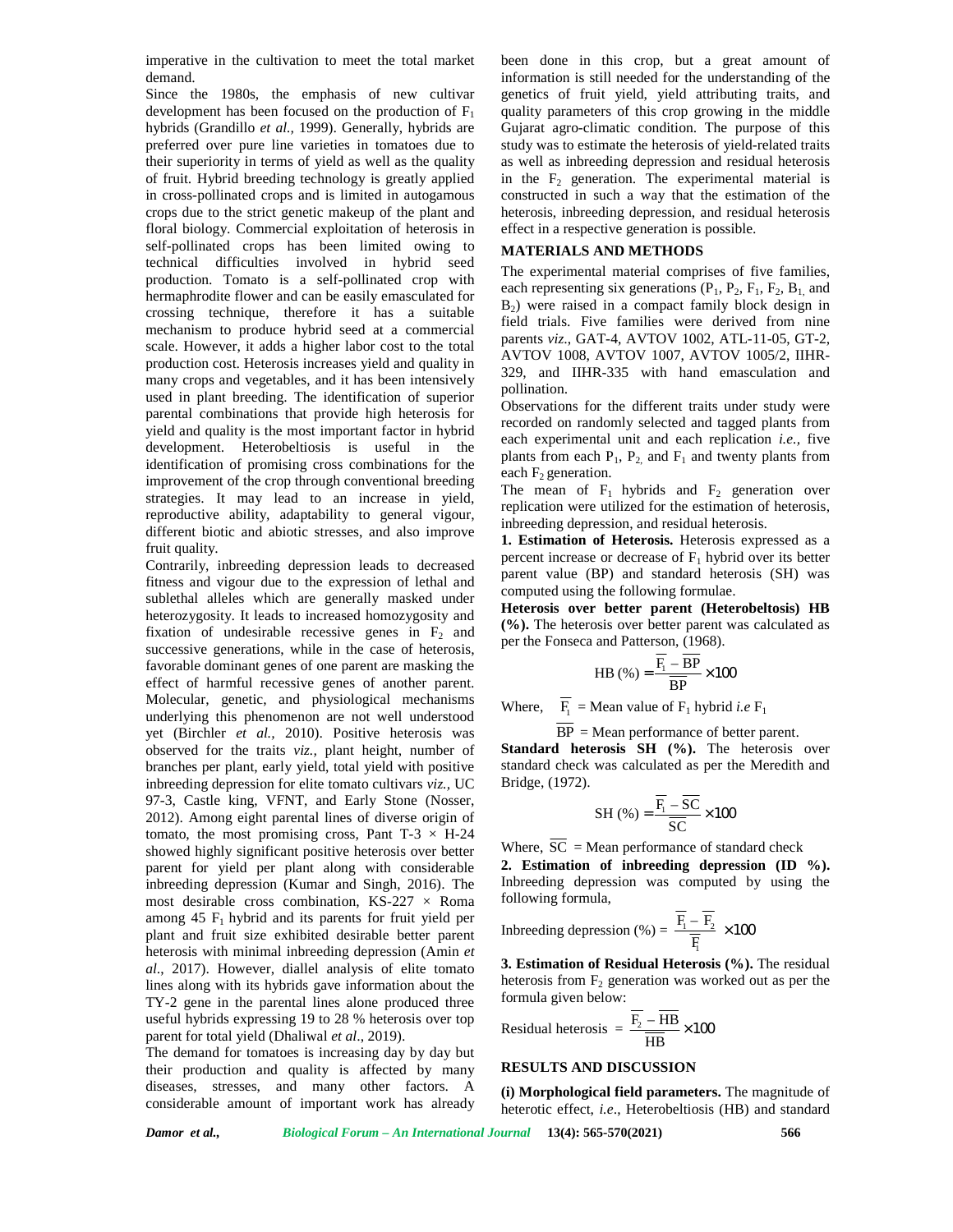imperative in the cultivation to meet the total market demand.

Since the 1980s, the emphasis of new cultivar development has been focused on the production of $F_1$ hybrids (Grandillo *et al.,* 1999). Generally, hybrids are preferred over pure line varieties in tomatoes due to their superiority in terms of yield as well as the quality of fruit. Hybrid breeding technology is greatly applied in cross-pollinated crops and is limited in autogamous crops due to the strict genetic makeup of the plant and floral biology. Commercial exploitation of heterosis in self-pollinated crops has been limited owing to technical difficulties involved in hybrid seed production. Tomato is a self-pollinated crop with hermaphrodite flower and can be easily emasculated for crossing technique, therefore it has a suitable mechanism to produce hybrid seed at a commercial scale. However, it adds a higher labor cost to the total production cost. Heterosis increases yield and quality in many crops and vegetables, and it has been intensively used in plant breeding. The identification of superior parental combinations that provide high heterosis for yield and quality is the most important factor in hybrid development. Heterobeltiosis is useful in the identification of promising cross combinations for the improvement of the crop through conventional breeding strategies. It may lead to an increase in yield, reproductive ability, adaptability to general vigour, different biotic and abiotic stresses, and also improve fruit quality.

Contrarily, inbreeding depression leads to decreased fitness and vigour due to the expression of lethal and sublethal alleles which are generally masked under heterozygosity. It leads to increased homozygosity and fixation of undesirable recessive genes in $F_2$ and successive generations, while in the case of heterosis, favorable dominant genes of one parent are masking the effect of harmful recessive genes of another parent. Molecular, genetic, and physiological mechanisms underlying this phenomenon are not well understood yet (Birchler *et al.,* 2010). Positive heterosis was observed for the traits *viz.,* plant height, number of branches per plant, early yield, total yield with positive inbreeding depression for elite tomato cultivars *viz.,* UC 97-3, Castle king, VFNT, and Early Stone (Nosser, 2012). Among eight parental lines of diverse origin of tomato, the most promising cross, Pant T-3 × H-24 showed highly significant positive heterosis over better parent for yield per plant along with considerable inbreeding depression (Kumar and Singh, 2016). The most desirable cross combination, KS-227 × Roma among 45 $F_1$ hybrid and its parents for fruit yield per plant and fruit size exhibited desirable better parent heterosis with minimal inbreeding depression (Amin *et al.,* 2017). However, diallel analysis of elite tomato lines along with its hybrids gave information about the TY-2 gene in the parental lines alone produced three useful hybrids expressing 19 to 28 % heterosis over top parent for total yield (Dhaliwal *et al*., 2019).

The demand for tomatoes is increasing day by day but their production and quality is affected by many diseases, stresses, and many other factors. A considerable amount of important work has already been done in this crop, but a great amount of information is still needed for the understanding of the genetics of fruit yield, yield attributing traits, and quality parameters of this crop growing in the middle Gujarat agro-climatic condition. The purpose of this study was to estimate the heterosis of yield-related traits as well as inbreeding depression and residual heterosis in the $F_2$ generation. The experimental material is constructed in such a way that the estimation of the heterosis, inbreeding depression, and residual heterosis effect in a respective generation is possible.

## MATERIALS AND METHODS

The experimental material comprises of five families, each representing six generations ($P_1$, $P_2$, $F_1$, $F_2$, $B_1$ and $B_2$) were raised in a compact family block design in field trials. Five families were derived from nine parents *viz*., GAT-4, AVTOV 1002, ATL-11-05, GT-2, AVTOV 1008, AVTOV 1007, AVTOV 1005/2, IIHR-329, and IIHR-335 with hand emasculation and pollination.

Observations for the different traits under study were recorded on randomly selected and tagged plants from each experimental unit and each replication *i.e.,* five plants from each $P_1$, $P_2$ and $F_1$ and twenty plants from each $F_2$ generation.

The mean of $F_1$ hybrids and $F_2$ generation over replication were utilized for the estimation of heterosis, inbreeding depression, and residual heterosis.

**1. Estimation of Heterosis.** Heterosis expressed as a percent increase or decrease of $F_1$ hybrid over its better parent value (BP) and standard heterosis (SH) was computed using the following formulae.

**Heterosis over better parent (Heterobeltosis) HB (%).** The heterosis over better parent was calculated as per the Fonseca and Patterson, (1968).

$$\text{HB (\%)} = \frac{\overline{F_1} - \overline{BP}}{\overline{BP}} \times 100$$

Where, $\overline{F_1}$ = Mean value of $F_1$ hybrid *i.e* $F_1$

$\overline{BP}$ = Mean performance of better parent.

**Standard heterosis SH (%).** The heterosis over standard check was calculated as per the Meredith and Bridge, (1972).

$$\text{SH (\%)} = \frac{\overline{F_1} - \overline{SC}}{\overline{SC}} \times 100$$

Where, $\overline{SC}$ = Mean performance of standard check

**2. Estimation of inbreeding depression (ID %).** Inbreeding depression was computed by using the following formula,

$$\text{Inbreeding depression (\%)} = \frac{\overline{F_1} - \overline{F_2}}{\overline{F_1}} \times 100$$

**3. Estimation of Residual Heterosis (%).** The residual heterosis from $F_2$ generation was worked out as per the formula given below:

$$\text{Residual heterosis} = \frac{\overline{F_2} - \overline{HB}}{\overline{HB}} \times 100$$

## RESULTS AND DISCUSSION

**(i) Morphological field parameters.** The magnitude of heterotic effect, *i.e*., Heterobeltiosis (HB) and standard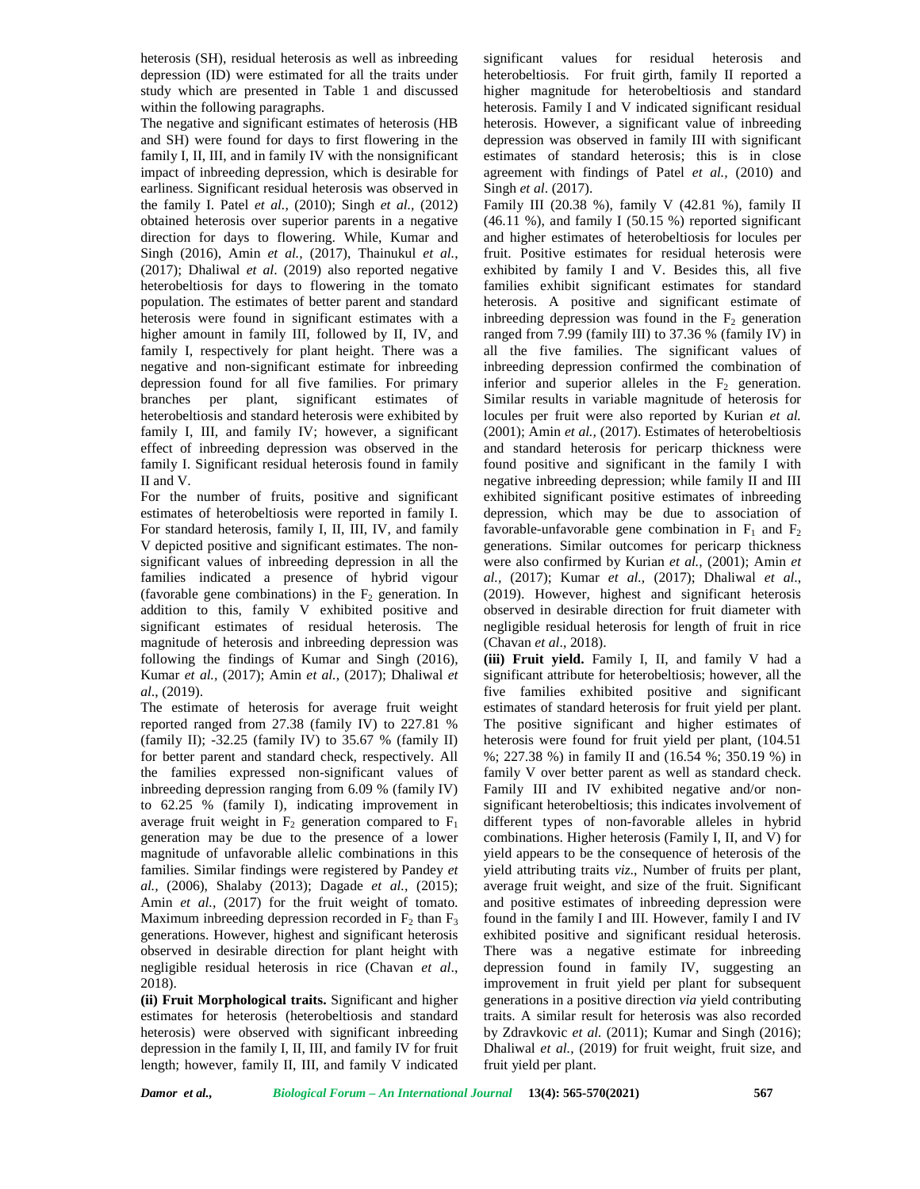heterosis (SH), residual heterosis as well as inbreeding depression (ID) were estimated for all the traits under study which are presented in Table 1 and discussed within the following paragraphs.

The negative and significant estimates of heterosis (HB and SH) were found for days to first flowering in the family I, II, III, and in family IV with the nonsignificant impact of inbreeding depression, which is desirable for earliness. Significant residual heterosis was observed in the family I. Patel *et al.,* (2010); Singh *et al.,* (2012) obtained heterosis over superior parents in a negative direction for days to flowering. While, Kumar and Singh (2016), Amin *et al.,* (2017), Thainukul *et al.*, (2017); Dhaliwal *et al*. (2019) also reported negative heterobeltiosis for days to flowering in the tomato population. The estimates of better parent and standard heterosis were found in significant estimates with a higher amount in family III, followed by II, IV, and family I, respectively for plant height. There was a negative and non-significant estimate for inbreeding depression found for all five families. For primary branches per plant, significant estimates of heterobeltiosis and standard heterosis were exhibited by family I, III, and family IV; however, a significant effect of inbreeding depression was observed in the family I. Significant residual heterosis found in family II and V.

For the number of fruits, positive and significant estimates of heterobeltiosis were reported in family I. For standard heterosis, family I, II, III, IV, and family V depicted positive and significant estimates. The non-significant values of inbreeding depression in all the families indicated a presence of hybrid vigour (favorable gene combinations) in the $F_2$ generation. In addition to this, family V exhibited positive and significant estimates of residual heterosis. The magnitude of heterosis and inbreeding depression was following the findings of Kumar and Singh (2016), Kumar *et al.,* (2017); Amin *et al.,* (2017); Dhaliwal *et al*., (2019).

The estimate of heterosis for average fruit weight reported ranged from 27.38 (family IV) to 227.81 % (family II); -32.25 (family IV) to 35.67 % (family II) for better parent and standard check, respectively. All the families expressed non-significant values of inbreeding depression ranging from 6.09 % (family IV) to 62.25 % (family I), indicating improvement in average fruit weight in $F_2$ generation compared to $F_1$ generation may be due to the presence of a lower magnitude of unfavorable allelic combinations in this families. Similar findings were registered by Pandey *et al.,* (2006), Shalaby (2013); Dagade *et al.,* (2015); Amin *et al.,* (2017) for the fruit weight of tomato. Maximum inbreeding depression recorded in $F_2$ than $F_3$ generations. However, highest and significant heterosis observed in desirable direction for plant height with negligible residual heterosis in rice (Chavan *et al*., 2018).

**(ii) Fruit Morphological traits.** Significant and higher estimates for heterosis (heterobeltiosis and standard heterosis) were observed with significant inbreeding depression in the family I, II, III, and family IV for fruit length; however, family II, III, and family V indicated significant values for residual heterosis and heterobeltiosis. For fruit girth, family II reported a higher magnitude for heterobeltiosis and standard heterosis. Family I and V indicated significant residual heterosis. However, a significant value of inbreeding depression was observed in family III with significant estimates of standard heterosis; this is in close agreement with findings of Patel *et al.,* (2010) and Singh *et al*. (2017).

Family III (20.38 %), family V (42.81 %), family II (46.11 %), and family I (50.15 %) reported significant and higher estimates of heterobeltiosis for locules per fruit. Positive estimates for residual heterosis were exhibited by family I and V. Besides this, all five families exhibit significant estimates for standard heterosis. A positive and significant estimate of inbreeding depression was found in the $F_2$ generation ranged from 7.99 (family III) to 37.36 % (family IV) in all the five families. The significant values of inbreeding depression confirmed the combination of inferior and superior alleles in the $F_2$ generation. Similar results in variable magnitude of heterosis for locules per fruit were also reported by Kurian *et al.* (2001); Amin *et al.,* (2017). Estimates of heterobeltiosis and standard heterosis for pericarp thickness were found positive and significant in the family I with negative inbreeding depression; while family II and III exhibited significant positive estimates of inbreeding depression, which may be due to association of favorable-unfavorable gene combination in $F_1$ and $F_2$ generations. Similar outcomes for pericarp thickness were also confirmed by Kurian *et al.,* (2001); Amin *et al.,* (2017); Kumar *et al.,* (2017); Dhaliwal *et al*., (2019). However, highest and significant heterosis observed in desirable direction for fruit diameter with negligible residual heterosis for length of fruit in rice (Chavan *et al*., 2018).

**(iii) Fruit yield.** Family I, II, and family V had a significant attribute for heterobeltiosis; however, all the five families exhibited positive and significant estimates of standard heterosis for fruit yield per plant. The positive significant and higher estimates of heterosis were found for fruit yield per plant, (104.51 %; 227.38 %) in family II and (16.54 %; 350.19 %) in family V over better parent as well as standard check. Family III and IV exhibited negative and/or non-significant heterobeltiosis; this indicates involvement of different types of non-favorable alleles in hybrid combinations. Higher heterosis (Family I, II, and V) for yield appears to be the consequence of heterosis of the yield attributing traits *viz*., Number of fruits per plant, average fruit weight, and size of the fruit. Significant and positive estimates of inbreeding depression were found in the family I and III. However, family I and IV exhibited positive and significant residual heterosis. There was a negative estimate for inbreeding depression found in family IV, suggesting an improvement in fruit yield per plant for subsequent generations in a positive direction *via* yield contributing traits. A similar result for heterosis was also recorded by Zdravkovic *et al.* (2011); Kumar and Singh (2016); Dhaliwal *et al.,* (2019) for fruit weight, fruit size, and fruit yield per plant.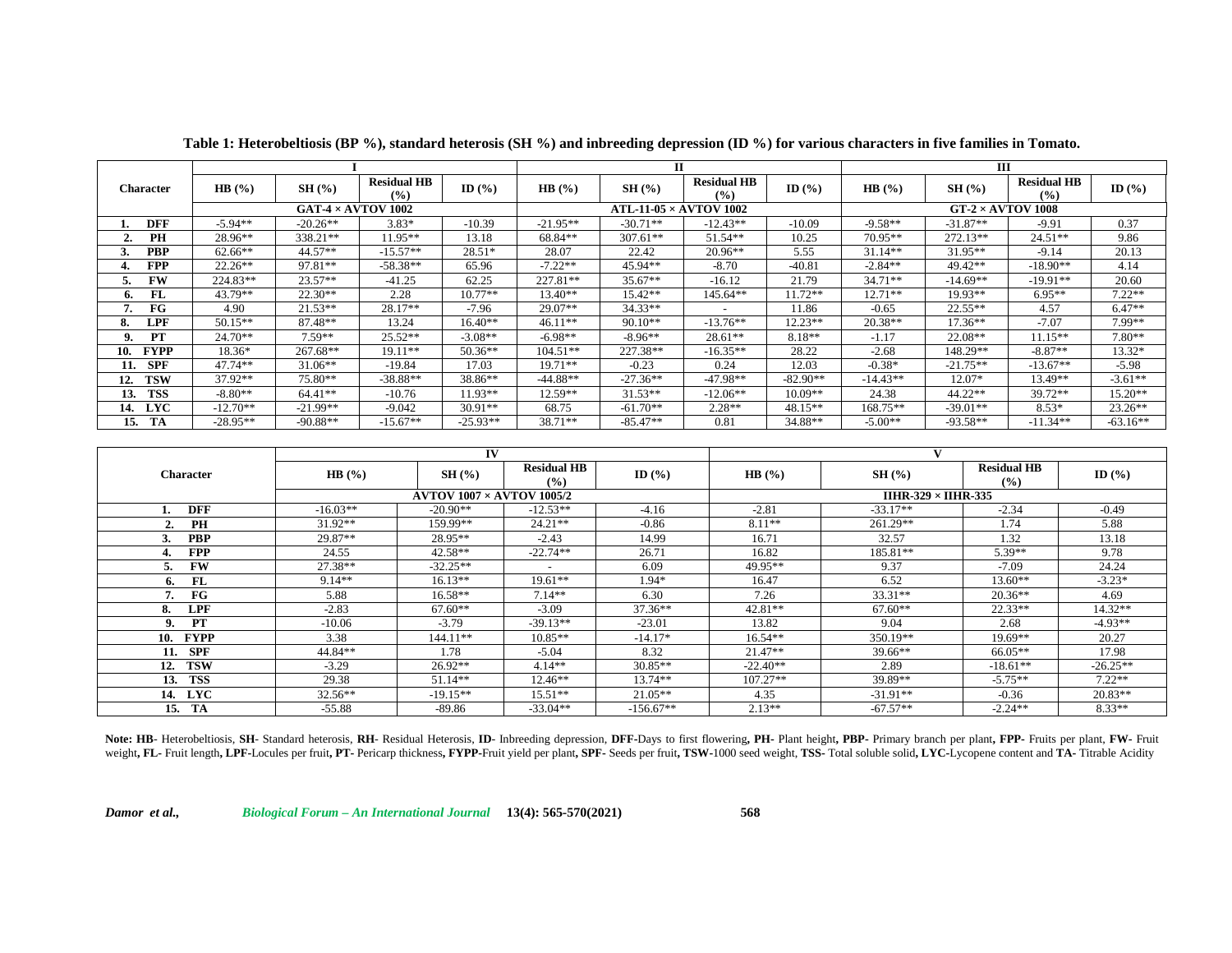**Table 1: Heterobeltiosis (BP %), standard heterosis (SH %) and inbreeding depression (ID %) for various characters in five families in Tomato.**

| Character | I | | | | II | | | | III | | | |
|---|---|---|---|---|---|---|---|---|---|---|---|---|
| | HB (%) | SH (%) | Residual HB (%) | ID (%) | HB (%) | SH (%) | Residual HB (%) | ID (%) | HB (%) | SH (%) | Residual HB (%) | ID (%) |
| | GAT-4 × AVTOV 1002 | | | | ATL-11-05 × AVTOV 1002 | | | | GT-2 × AVTOV 1008 | | | |
| 1. DFF | -5.94** | -20.26** | 3.83* | -10.39 | -21.95** | -30.71** | -12.43** | -10.09 | -9.58** | -31.87** | -9.91 | 0.37 |
| 2. PH | 28.96** | 338.21** | 11.95** | 13.18 | 68.84** | 307.61** | 51.54** | 10.25 | 70.95** | 272.13** | 24.51** | 9.86 |
| 3. PBP | 62.66** | 44.57** | -15.57** | 28.51* | 28.07 | 22.42 | 20.96** | 5.55 | 31.14** | 31.95** | -9.14 | 20.13 |
| 4. FPP | 22.26** | 97.81** | -58.38** | 65.96 | -7.22** | 45.94** | -8.70 | -40.81 | -2.84** | 49.42** | -18.90** | 4.14 |
| 5. FW | 224.83** | 23.57** | -41.25 | 62.25 | 227.81** | 35.67** | -16.12 | 21.79 | 34.71** | -14.69** | -19.91** | 20.60 |
| 6. FL | 43.79** | 22.30** | 2.28 | 10.77** | 13.40** | 15.42** | 145.64** | 11.72** | 12.71** | 19.93** | 6.95** | 7.22** |
| 7. FG | 4.90 | 21.53** | 28.17** | -7.96 | 29.07** | 34.33** | - | 11.86 | -0.65 | 22.55** | 4.57 | 6.47** |
| 8. LPF | 50.15** | 87.48** | 13.24 | 16.40** | 46.11** | 90.10** | -13.76** | 12.23** | 20.38** | 17.36** | -7.07 | 7.99** |
| 9. PT | 24.70** | 7.59** | 25.52** | -3.08** | -6.98** | -8.96** | 28.61** | 8.18** | -1.17 | 22.08** | 11.15** | 7.80** |
| 10. FYPP | 18.36* | 267.68** | 19.11** | 50.36** | 104.51** | 227.38** | -16.35** | 28.22 | -2.68 | 148.29** | -8.87** | 13.32* |
| 11. SPF | 47.74** | 31.06** | -19.84 | 17.03 | 19.71** | -0.23 | 0.24 | 12.03 | -0.38* | -21.75** | -13.67** | -5.98 |
| 12. TSW | 37.92** | 75.80** | -38.88** | 38.86** | -44.88** | -27.36** | -47.98** | -82.90** | -14.43** | 12.07* | 13.49** | -3.61** |
| 13. TSS | -8.80** | 64.41** | -10.76 | 11.93** | 12.59** | 31.53** | -12.06** | 10.09** | 24.38 | 44.22** | 39.72** | 15.20** |
| 14. LYC | -12.70** | -21.99** | -9.042 | 30.91** | 68.75 | -61.70** | 2.28** | 48.15** | 168.75** | -39.01** | 8.53* | 23.26** |
| 15. TA | -28.95** | -90.88** | -15.67** | -25.93** | 38.71** | -85.47** | 0.81 | 34.88** | -5.00** | -93.58** | -11.34** | -63.16** |

| Character | IV | | | | V | | | |
|---|---|---|---|---|---|---|---|---|
| | HB (%) | SH (%) | Residual HB (%) | ID (%) | HB (%) | SH (%) | Residual HB (%) | ID (%) |
| | AVTOV 1007 × AVTOV 1005/2 | | | | IIHR-329 × IIHR-335 | | | |
| 1. DFF | -16.03** | -20.90** | -12.53** | -4.16 | -2.81 | -33.17** | -2.34 | -0.49 |
| 2. PH | 31.92** | 159.99** | 24.21** | -0.86 | 8.11** | 261.29** | 1.74 | 5.88 |
| 3. PBP | 29.87** | 28.95** | -2.43 | 14.99 | 16.71 | 32.57 | 1.32 | 13.18 |
| 4. FPP | 24.55 | 42.58** | -22.74** | 26.71 | 16.82 | 185.81** | 5.39** | 9.78 |
| 5. FW | 27.38** | -32.25** | - | 6.09 | 49.95** | 9.37 | -7.09 | 24.24 |
| 6. FL | 9.14** | 16.13** | 19.61** | 1.94* | 16.47 | 6.52 | 13.60** | -3.23* |
| 7. FG | 5.88 | 16.58** | 7.14** | 6.30 | 7.26 | 33.31** | 20.36** | 4.69 |
| 8. LPF | -2.83 | 67.60** | -3.09 | 37.36** | 42.81** | 67.60** | 22.33** | 14.32** |
| 9. PT | -10.06 | -3.79 | -39.13** | -23.01 | 13.82 | 9.04 | 2.68 | -4.93** |
| 10. FYPP | 3.38 | 144.11** | 10.85** | -14.17* | 16.54** | 350.19** | 19.69** | 20.27 |
| 11. SPF | 44.84** | 1.78 | -5.04 | 8.32 | 21.47** | 39.66** | 66.05** | 17.98 |
| 12. TSW | -3.29 | 26.92** | 4.14** | 30.85** | -22.40** | 2.89 | -18.61** | -26.25** |
| 13. TSS | 29.38 | 51.14** | 12.46** | 13.74** | 107.27** | 39.89** | -5.75** | 7.22** |
| 14. LYC | 32.56** | -19.15** | 15.51** | 21.05** | 4.35 | -31.91** | -0.36 | 20.83** |
| 15. TA | -55.88 | -89.86 | -33.04** | -156.67** | 2.13** | -67.57** | -2.24** | 8.33** |

**Note: HB**- Heterobeltiosis, **SH**- Standard heterosis, **RH**- Residual Heterosis, **ID**- Inbreeding depression, **DFF**-Days to first flowering**, PH**- Plant height**, PBP**- Primary branch per plant**, FPP**- Fruits per plant, **FW**- Fruit weight**, FL**- Fruit length**, LPF**-Locules per fruit**, PT**- Pericarp thickness**, FYPP**-Fruit yield per plant**, SPF**- Seeds per fruit**, TSW**-1000 seed weight, **TSS**- Total soluble solid**, LYC**-Lycopene content and **TA**- Titrable Acidity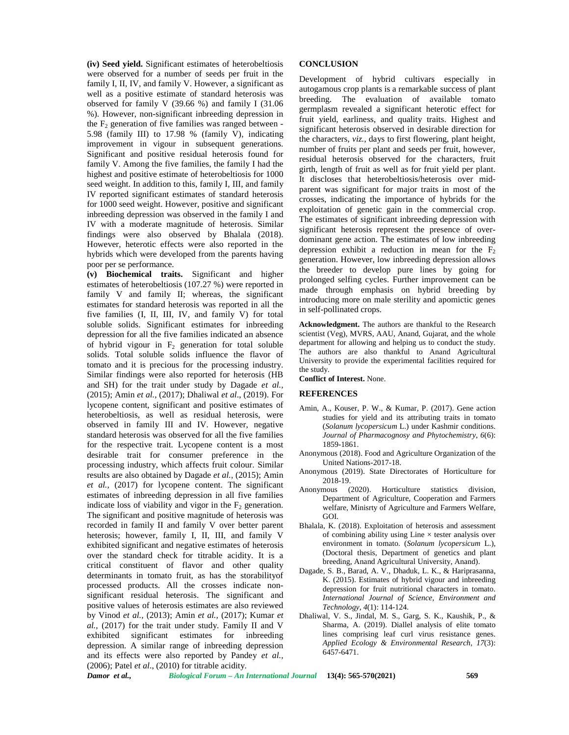**(iv) Seed yield.** Significant estimates of heterobeltiosis were observed for a number of seeds per fruit in the family I, II, IV, and family V. However, a significant as well as a positive estimate of standard heterosis was observed for family V (39.66 %) and family I (31.06 %). However, non-significant inbreeding depression in the $F_2$ generation of five families was ranged between -5.98 (family III) to 17.98 % (family V), indicating improvement in vigour in subsequent generations. Significant and positive residual heterosis found for family V. Among the five families, the family I had the highest and positive estimate of heterobeltiosis for 1000 seed weight. In addition to this, family I, III, and family IV reported significant estimates of standard heterosis for 1000 seed weight. However, positive and significant inbreeding depression was observed in the family I and IV with a moderate magnitude of heterosis. Similar findings were also observed by Bhalala (2018). However, heterotic effects were also reported in the hybrids which were developed from the parents having poor per se performance.

**(v) Biochemical traits.** Significant and higher estimates of heterobeltiosis (107.27 %) were reported in family V and family II; whereas, the significant estimates for standard heterosis was reported in all the five families (I, II, III, IV, and family V) for total soluble solids. Significant estimates for inbreeding depression for all the five families indicated an absence of hybrid vigour in $F_2$ generation for total soluble solids. Total soluble solids influence the flavor of tomato and it is precious for the processing industry. Similar findings were also reported for heterosis (HB and SH) for the trait under study by Dagade *et al.,* (2015); Amin *et al.,* (2017); Dhaliwal *et al*., (2019). For lycopene content, significant and positive estimates of heterobeltiosis, as well as residual heterosis, were observed in family III and IV. However, negative standard heterosis was observed for all the five families for the respective trait. Lycopene content is a most desirable trait for consumer preference in the processing industry, which affects fruit colour. Similar results are also obtained by Dagade *et al.,* (2015); Amin *et al.,* (2017) for lycopene content. The significant estimates of inbreeding depression in all five families indicate loss of viability and vigor in the $F_2$ generation. The significant and positive magnitude of heterosis was recorded in family II and family V over better parent heterosis; however, family I, II, III, and family V exhibited significant and negative estimates of heterosis over the standard check for titrable acidity. It is a critical constituent of flavor and other quality determinants in tomato fruit, as has the storabilityof processed products. All the crosses indicate non-significant residual heterosis. The significant and positive values of heterosis estimates are also reviewed by Vinod *et al.,* (2013); Amin *et al.,* (2017); Kumar *et al.,* (2017) for the trait under study. Family II and V exhibited significant estimates for inbreeding depression. A similar range of inbreeding depression and its effects were also reported by Pandey *et al.,* (2006); Patel *et al*., (2010) for titrable acidity.

## CONCLUSION

Development of hybrid cultivars especially in autogamous crop plants is a remarkable success of plant breeding. The evaluation of available tomato germplasm revealed a significant heterotic effect for fruit yield, earliness, and quality traits. Highest and significant heterosis observed in desirable direction for the characters, *viz.*, days to first flowering, plant height, number of fruits per plant and seeds per fruit, however, residual heterosis observed for the characters, fruit girth, length of fruit as well as for fruit yield per plant. It discloses that heterobeltiosis/heterosis over mid-parent was significant for major traits in most of the crosses, indicating the importance of hybrids for the exploitation of genetic gain in the commercial crop. The estimates of significant inbreeding depression with significant heterosis represent the presence of over-dominant gene action. The estimates of low inbreeding depression exhibit a reduction in mean for the $F_2$ generation. However, low inbreeding depression allows the breeder to develop pure lines by going for prolonged selfing cycles. Further improvement can be made through emphasis on hybrid breeding by introducing more on male sterility and apomictic genes in self-pollinated crops.

**Acknowledgment.** The authors are thankful to the Research scientist (Veg), MVRS, AAU, Anand, Gujarat, and the whole department for allowing and helping us to conduct the study. The authors are also thankful to Anand Agricultural University to provide the experimental facilities required for the study.

**Conflict of Interest.** None.

## REFERENCES

Amin, A., Kouser, P. W., & Kumar, P. (2017). Gene action studies for yield and its attributing traits in tomato (*Solanum lycopersicum* L.) under Kashmir conditions. *Journal of Pharmacognosy and Phytochemistry*, *6*(6): 1859-1861.

Anonymous (2018). Food and Agriculture Organization of the United Nations-2017-18.

Anonymous (2019). State Directorates of Horticulture for 2018-19.

Anonymous (2020). Horticulture statistics division, Department of Agriculture, Cooperation and Farmers welfare, Minisrty of Agriculture and Farmers Welfare, GOI.

Bhalala, K. (2018). Exploitation of heterosis and assessment of combining ability using Line × tester analysis over environment in tomato. (*Solanum lycopersicum* L.), (Doctoral thesis, Department of genetics and plant breeding, Anand Agricultural University, Anand).

Dagade, S. B., Barad, A. V., Dhaduk, L. K., & Hariprasanna, K. (2015). Estimates of hybrid vigour and inbreeding depression for fruit nutritional characters in tomato. *International Journal of Science, Environment and Technology, 4*(1): 114-124.

Dhaliwal, V. S., Jindal, M. S., Garg, S. K., Kaushik, P., & Sharma, A. (2019). Diallel analysis of elite tomato lines comprising leaf curl virus resistance genes. *Applied Ecology & Environmental Research*, *17*(3): 6457-6471.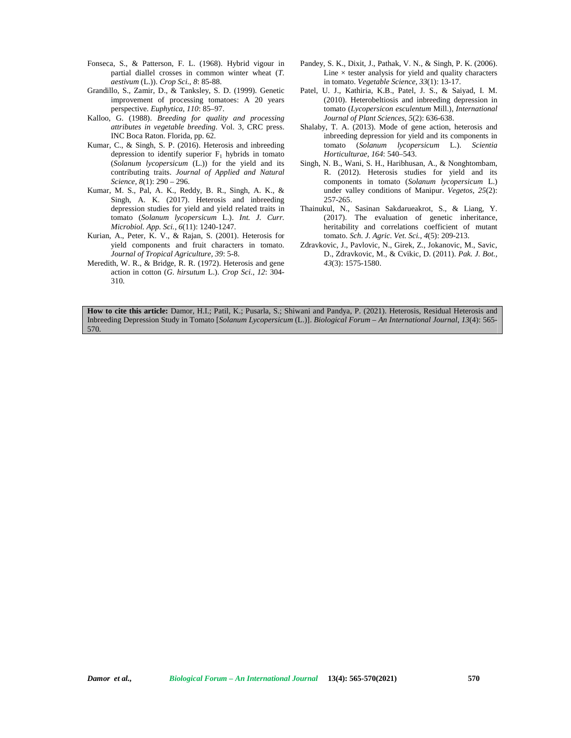Fonseca, S., & Patterson, F. L. (1968). Hybrid vigour in partial diallel crosses in common winter wheat (*T. aestivum* (L.)). *Crop Sci., 8*: 85-88.

Grandillo, S., Zamir, D., & Tanksley, S. D. (1999). Genetic improvement of processing tomatoes: A 20 years perspective. *Euphytica, 110*: 85–97.

Kalloo, G. (1988). *Breeding for quality and processing attributes in vegetable breeding*. Vol. 3, CRC press. INC Boca Raton. Florida, pp. 62.

Kumar, C., & Singh, S. P. (2016). Heterosis and inbreeding depression to identify superior $F_1$ hybrids in tomato (*Solanum lycopersicum* (L.)) for the yield and its contributing traits. *Journal of Applied and Natural Science, 8*(1): 290 – 296.

Kumar, M. S., Pal, A. K., Reddy, B. R., Singh, A. K., & Singh, A. K. (2017). Heterosis and inbreeding depression studies for yield and yield related traits in tomato (*Solanum lycopersicum* L.). *Int. J. Curr. Microbiol. App. Sci., 6*(11): 1240-1247.

Kurian, A., Peter, K. V., & Rajan, S. (2001). Heterosis for yield components and fruit characters in tomato. *Journal of Tropical Agriculture, 39*: 5-8.

Meredith, W. R., & Bridge, R. R. (1972). Heterosis and gene action in cotton (*G. hirsutum* L.). *Crop Sci., 12*: 304-310.

Pandey, S. K., Dixit, J., Pathak, V. N., & Singh, P. K. (2006). Line × tester analysis for yield and quality characters in tomato. *Vegetable Science, 33*(1): 13-17.

Patel, U. J., Kathiria, K.B., Patel, J. S., & Saiyad, I. M. (2010). Heterobeltiosis and inbreeding depression in tomato (*Lycopersicon esculentum* Mill.), *International Journal of Plant Sciences, 5*(2): 636-638.

Shalaby, T. A. (2013). Mode of gene action, heterosis and inbreeding depression for yield and its components in tomato (*Solanum lycopersicum* L.). *Scientia Horticulturae, 164*: 540–543.

Singh, N. B., Wani, S. H., Haribhusan, A., & Nonghtombam, R. (2012). Heterosis studies for yield and its components in tomato (*Solanum lycopersicum* L.) under valley conditions of Manipur. *Vegetos, 25*(2): 257-265.

Thainukul, N., Sasinan Sakdarueakrot, S., & Liang, Y. (2017). The evaluation of genetic inheritance, heritability and correlations coefficient of mutant tomato. *Sch. J. Agric. Vet. Sci., 4*(5): 209-213.

Zdravkovic, J., Pavlovic, N., Girek, Z., Jokanovic, M., Savic, D., Zdravkovic, M., & Cvikic, D. (2011). *Pak. J. Bot., 43*(3): 1575-1580.

**How to cite this article:** Damor, H.I.; Patil, K.; Pusarla, S.; Shiwani and Pandya, P. (2021). Heterosis, Residual Heterosis and Inbreeding Depression Study in Tomato [*Solanum Lycopersicum* (L.)]. *Biological Forum – An International Journal, 13*(4): 565-570.